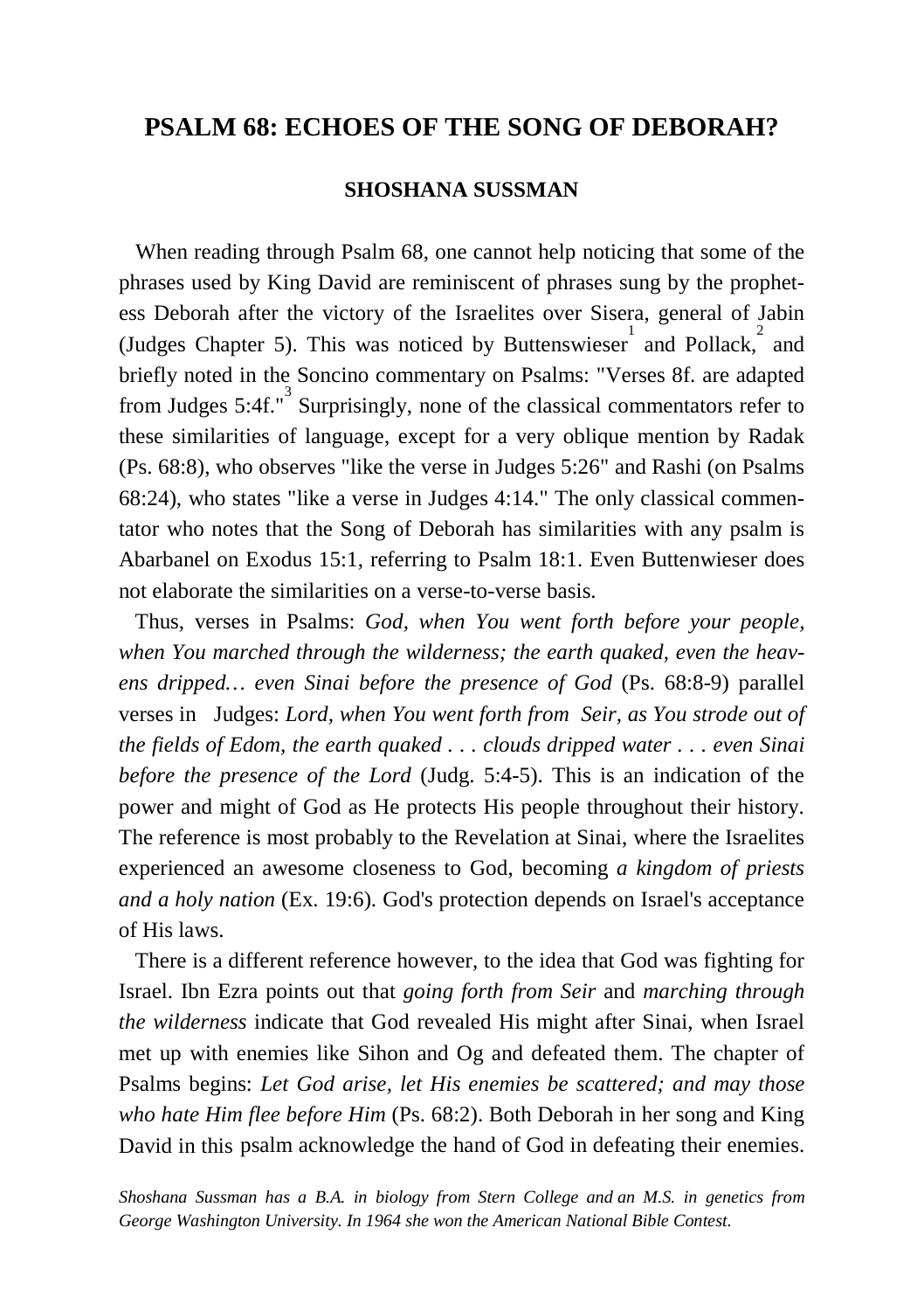# PSALM 68: ECHOES OF THE SONG OF DEBORAH?

**SHOSHANA SUSSMAN**

When reading through Psalm 68, one cannot help noticing that some of the phrases used by King David are reminiscent of phrases sung by the prophetess Deborah after the victory of the Israelites over Sisera, general of Jabin (Judges Chapter 5). This was noticed by Buttenswieser[1] and Pollack,[2] and briefly noted in the Soncino commentary on Psalms: "Verses 8f. are adapted from Judges 5:4f."[3] Surprisingly, none of the classical commentators refer to these similarities of language, except for a very oblique mention by Radak (Ps. 68:8), who observes "like the verse in Judges 5:26" and Rashi (on Psalms 68:24), who states "like a verse in Judges 4:14." The only classical commentator who notes that the Song of Deborah has similarities with any psalm is Abarbanel on Exodus 15:1, referring to Psalm 18:1. Even Buttenwieser does not elaborate the similarities on a verse-to-verse basis.

Thus, verses in Psalms: *God, when You went forth before your people, when You marched through the wilderness; the earth quaked, even the heavens dripped… even Sinai before the presence of God* (Ps. 68:8-9) parallel verses in Judges: *Lord, when You went forth from Seir, as You strode out of the fields of Edom, the earth quaked . . . clouds dripped water . . . even Sinai before the presence of the Lord* (Judg. 5:4-5). This is an indication of the power and might of God as He protects His people throughout their history. The reference is most probably to the Revelation at Sinai, where the Israelites experienced an awesome closeness to God, becoming *a kingdom of priests and a holy nation* (Ex. 19:6). God's protection depends on Israel's acceptance of His laws.

There is a different reference however, to the idea that God was fighting for Israel. Ibn Ezra points out that *going forth from Seir* and *marching through the wilderness* indicate that God revealed His might after Sinai, when Israel met up with enemies like Sihon and Og and defeated them. The chapter of Psalms begins: *Let God arise, let His enemies be scattered; and may those who hate Him flee before Him* (Ps. 68:2). Both Deborah in her song and King David in this psalm acknowledge the hand of God in defeating their enemies.

*Shoshana Sussman has a B.A. in biology from Stern College and an M.S. in genetics from George Washington University. In 1964 she won the American National Bible Contest.*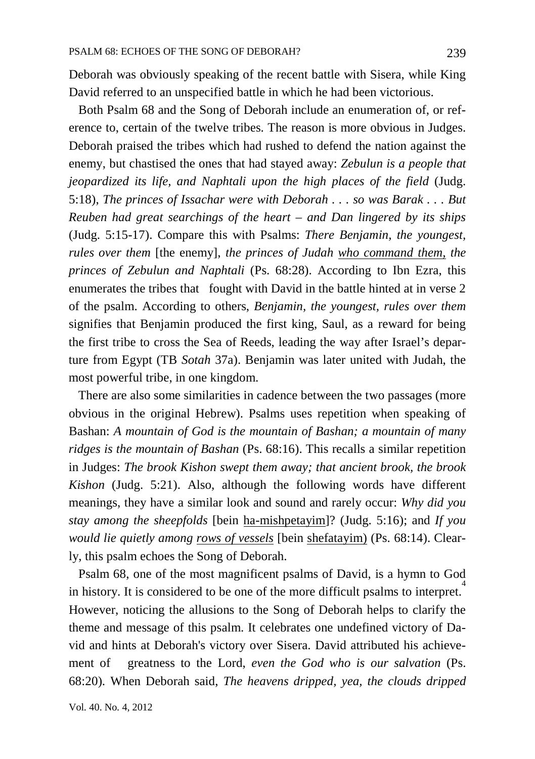Deborah was obviously speaking of the recent battle with Sisera, while King David referred to an unspecified battle in which he had been victorious.

Both Psalm 68 and the Song of Deborah include an enumeration of, or reference to, certain of the twelve tribes. The reason is more obvious in Judges. Deborah praised the tribes which had rushed to defend the nation against the enemy, but chastised the ones that had stayed away: *Zebulun is a people that jeopardized its life, and Naphtali upon the high places of the field* (Judg. 5:18), *The princes of Issachar were with Deborah . . . so was Barak . . . But Reuben had great searchings of the heart – and Dan lingered by its ships* (Judg. 5:15-17). Compare this with Psalms: *There Benjamin, the youngest, rules over them* [the enemy], *the princes of Judah <u>who command them,</u> the princes of Zebulun and Naphtali* (Ps. 68:28). According to Ibn Ezra, this enumerates the tribes that fought with David in the battle hinted at in verse 2 of the psalm. According to others, *Benjamin, the youngest, rules over them* signifies that Benjamin produced the first king, Saul, as a reward for being the first tribe to cross the Sea of Reeds, leading the way after Israel's departure from Egypt (TB *Sotah* 37a). Benjamin was later united with Judah, the most powerful tribe, in one kingdom.

There are also some similarities in cadence between the two passages (more obvious in the original Hebrew). Psalms uses repetition when speaking of Bashan: *A mountain of God is the mountain of Bashan; a mountain of many ridges is the mountain of Bashan* (Ps. 68:16). This recalls a similar repetition in Judges: *The brook Kishon swept them away; that ancient brook, the brook Kishon* (Judg. 5:21). Also, although the following words have different meanings, they have a similar look and sound and rarely occur: *Why did you stay among the sheepfolds* [bein <u>ha-mishpetayim</u>]? (Judg. 5:16); and *If you would lie quietly among <u>rows of vessels</u>* [bein <u>shefatayim)</u> (Ps. 68:14). Clearly, this psalm echoes the Song of Deborah.

Psalm 68, one of the most magnificent psalms of David, is a hymn to God in history. It is considered to be one of the more difficult psalms to interpret.[4] However, noticing the allusions to the Song of Deborah helps to clarify the theme and message of this psalm. It celebrates one undefined victory of David and hints at Deborah's victory over Sisera. David attributed his achievement of greatness to the Lord, *even the God who is our salvation* (Ps. 68:20). When Deborah said, *The heavens dripped, yea, the clouds dripped*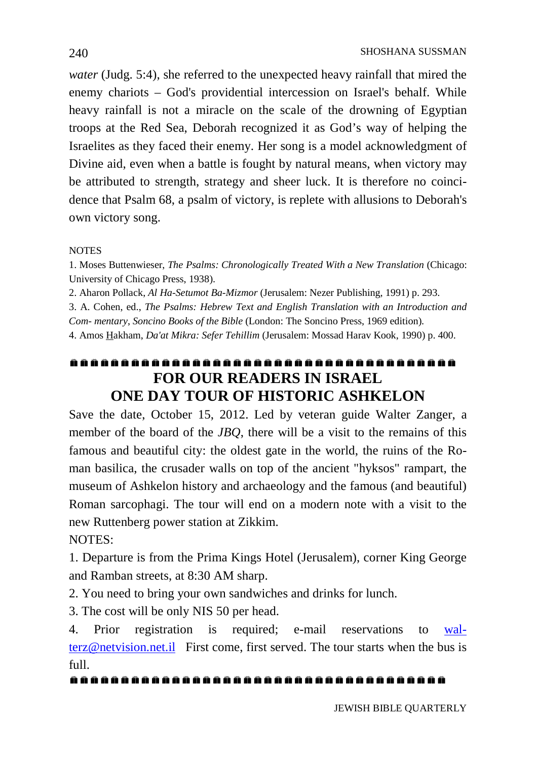*water* (Judg. 5:4), she referred to the unexpected heavy rainfall that mired the enemy chariots – God's providential intercession on Israel's behalf. While heavy rainfall is not a miracle on the scale of the drowning of Egyptian troops at the Red Sea, Deborah recognized it as God's way of helping the Israelites as they faced their enemy. Her song is a model acknowledgment of Divine aid, even when a battle is fought by natural means, when victory may be attributed to strength, strategy and sheer luck. It is therefore no coincidence that Psalm 68, a psalm of victory, is replete with allusions to Deborah's own victory song.

NOTES

1. Moses Buttenwieser, *The Psalms: Chronologically Treated With a New Translation* (Chicago: University of Chicago Press, 1938).

2. Aharon Pollack, *Al Ha-Setumot Ba-Mizmor* (Jerusalem: Nezer Publishing, 1991) p. 293.

3. A. Cohen, ed., *The Psalms: Hebrew Text and English Translation with an Introduction and Com- mentary*, *Soncino Books of the Bible* (London: The Soncino Press, 1969 edition).

4. Amos Hakham, *Da'at Mikra: Sefer Tehillim* (Jerusalem: Mossad Harav Kook, 1990) p. 400.

---

## FOR OUR READERS IN ISRAEL
## ONE DAY TOUR OF HISTORIC ASHKELON

Save the date, October 15, 2012. Led by veteran guide Walter Zanger, a member of the board of the *JBQ*, there will be a visit to the remains of this famous and beautiful city: the oldest gate in the world, the ruins of the Roman basilica, the crusader walls on top of the ancient "hyksos" rampart, the museum of Ashkelon history and archaeology and the famous (and beautiful) Roman sarcophagi. The tour will end on a modern note with a visit to the new Ruttenberg power station at Zikkim.

NOTES:

1. Departure is from the Prima Kings Hotel (Jerusalem), corner King George and Ramban streets, at 8:30 AM sharp.
2. You need to bring your own sandwiches and drinks for lunch.
3. The cost will be only NIS 50 per head.
4. Prior registration is required; e-mail reservations to walterz@netvision.net.il First come, first served. The tour starts when the bus is full.

---